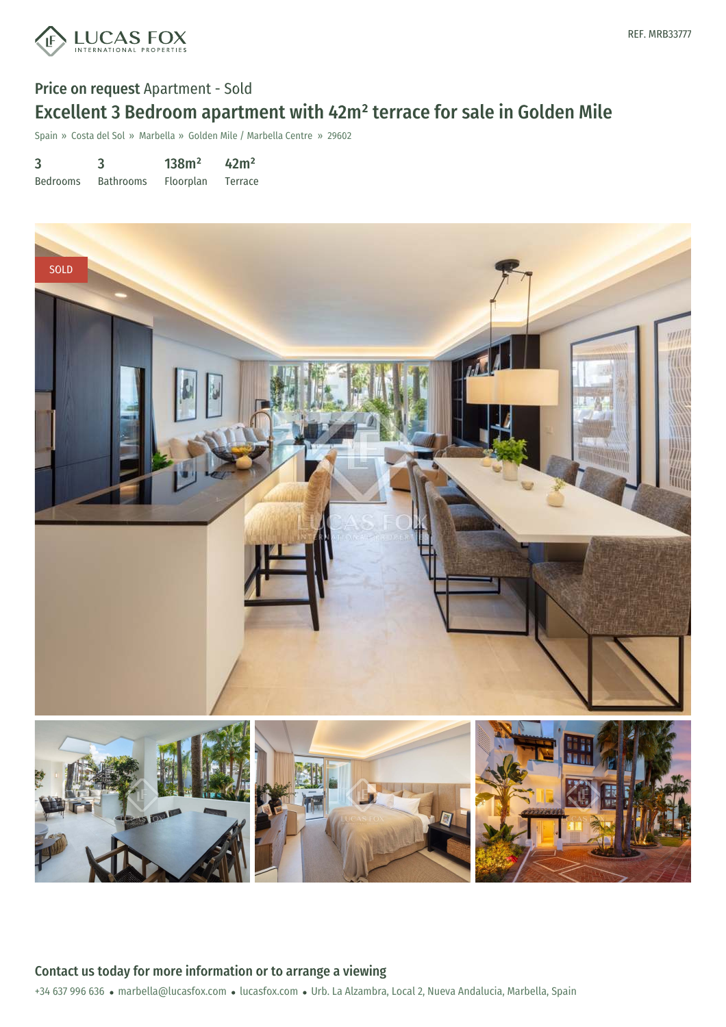REF. MRB33777

**Price on request** Apartment - Sold

# Excellent 3 Bedroom apartment with 42m² terrace for sale in Golden Mile

Spain » Costa del Sol » Marbella » Golden Mile / Marbella Centre » 29602

| 3 | 3 | 138m² | 42m² |
|---|---|---|---|
| Bedrooms | Bathrooms | Floorplan | Terrace |

SOLD

## Contact us today for more information or to arrange a viewing

+34 637 996 636 • marbella@lucasfox.com • lucasfox.com • Urb. La Alzambra, Local 2, Nueva Andalucia, Marbella, Spain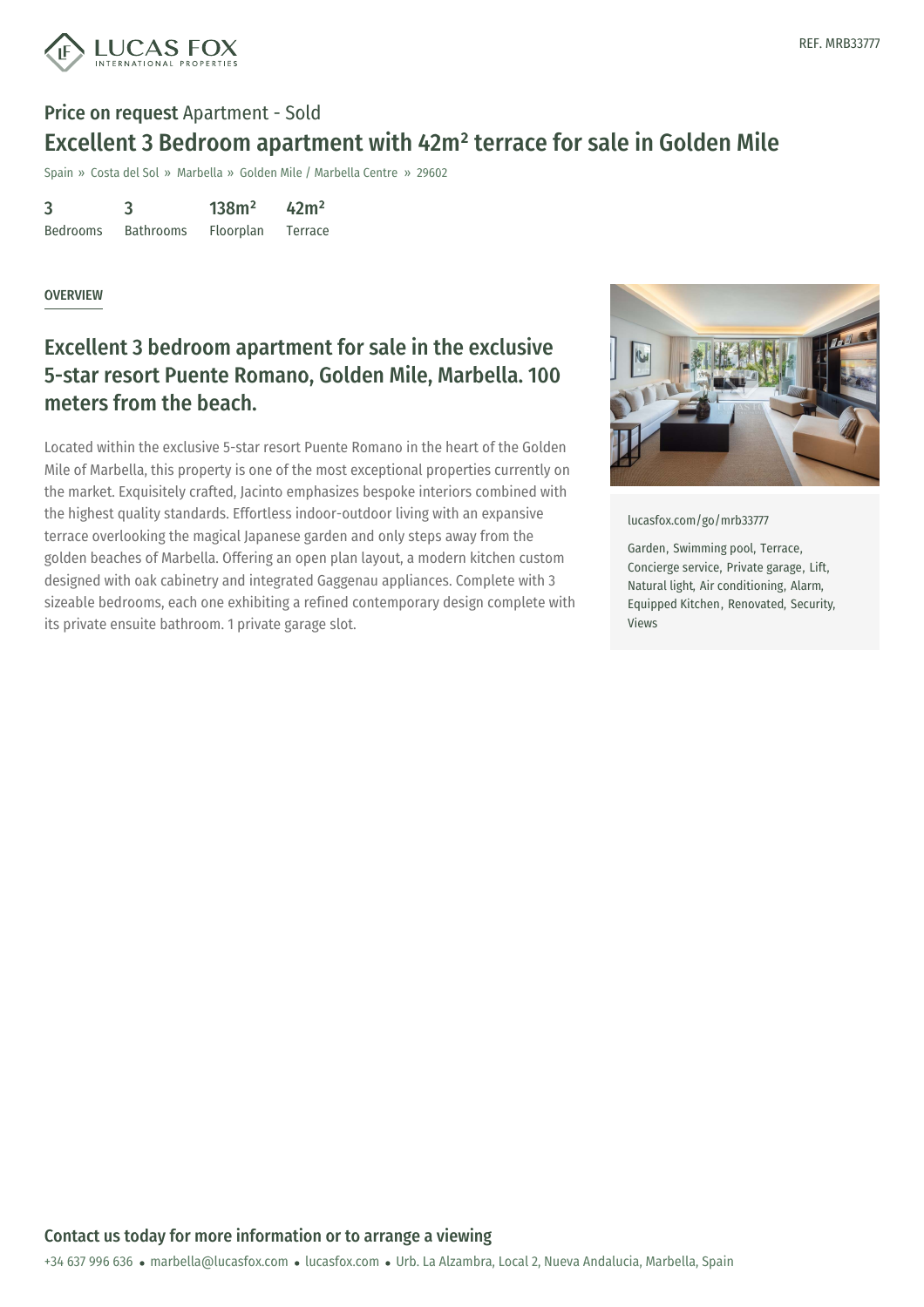REF. MRB33777

**Price on request** Apartment - Sold

# Excellent 3 Bedroom apartment with 42m² terrace for sale in Golden Mile

Spain » Costa del Sol » Marbella » Golden Mile / Marbella Centre » 29602

| 3 | 3 | 138m² | 42m² |
|---|---|---|---|
| Bedrooms | Bathrooms | Floorplan | Terrace |

OVERVIEW

## Excellent 3 bedroom apartment for sale in the exclusive 5-star resort Puente Romano, Golden Mile, Marbella. 100 meters from the beach.

Located within the exclusive 5-star resort Puente Romano in the heart of the Golden Mile of Marbella, this property is one of the most exceptional properties currently on the market. Exquisitely crafted, Jacinto emphasizes bespoke interiors combined with the highest quality standards. Effortless indoor-outdoor living with an expansive terrace overlooking the magical Japanese garden and only steps away from the golden beaches of Marbella. Offering an open plan layout, a modern kitchen custom designed with oak cabinetry and integrated Gaggenau appliances. Complete with 3 sizeable bedrooms, each one exhibiting a refined contemporary design complete with its private ensuite bathroom. 1 private garage slot.

lucasfox.com/go/mrb33777

Garden, Swimming pool, Terrace, Concierge service, Private garage, Lift, Natural light, Air conditioning, Alarm, Equipped Kitchen, Renovated, Security, Views

**Contact us today for more information or to arrange a viewing**

+34 637 996 636 • marbella@lucasfox.com • lucasfox.com • Urb. La Alzambra, Local 2, Nueva Andalucia, Marbella, Spain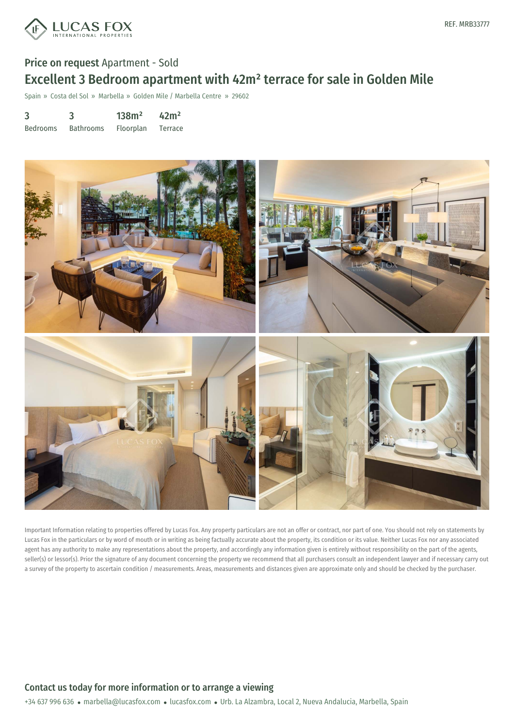REF. MRB33777

**Price on request** Apartment - Sold

# Excellent 3 Bedroom apartment with 42m² terrace for sale in Golden Mile

Spain » Costa del Sol » Marbella » Golden Mile / Marbella Centre » 29602

| 3 | 3 | 138m² | 42m² |
| --- | --- | --- | --- |
| Bedrooms | Bathrooms | Floorplan | Terrace |

Important Information relating to properties offered by Lucas Fox. Any property particulars are not an offer or contract, nor part of one. You should not rely on statements by Lucas Fox in the particulars or by word of mouth or in writing as being factually accurate about the property, its condition or its value. Neither Lucas Fox nor any associated agent has any authority to make any representations about the property, and accordingly any information given is entirely without responsibility on the part of the agents, seller(s) or lessor(s). Prior the signature of any document concerning the property we recommend that all purchasers consult an independent lawyer and if necessary carry out a survey of the property to ascertain condition / measurements. Areas, measurements and distances given are approximate only and should be checked by the purchaser.

## Contact us today for more information or to arrange a viewing

+34 637 996 636 • marbella@lucasfox.com • lucasfox.com • Urb. La Alzambra, Local 2, Nueva Andalucia, Marbella, Spain